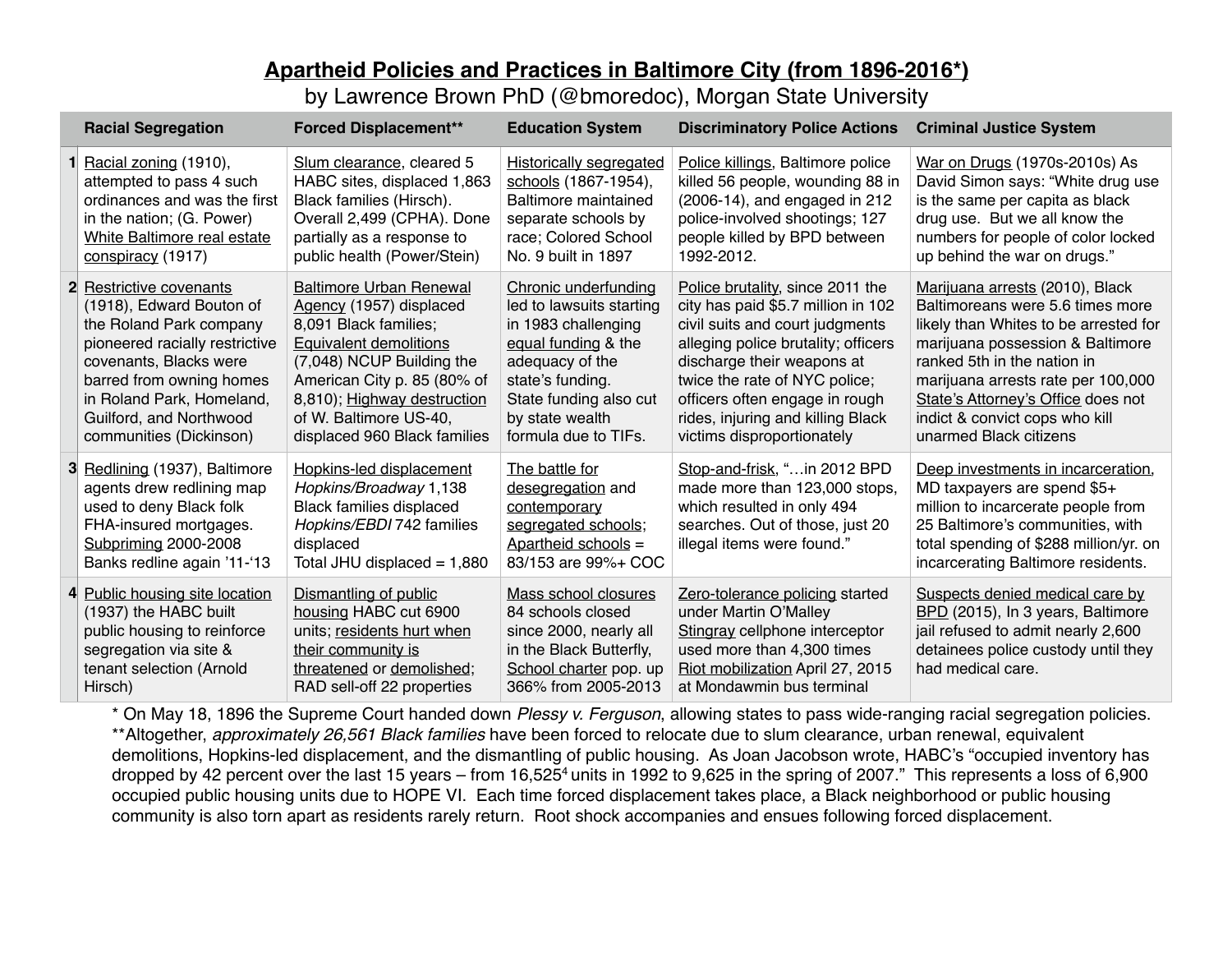# Apartheid Policies and Practices in Baltimore City (from 1896-2016*)

by Lawrence Brown PhD (@bmoredoc), Morgan State University

| | Racial Segregation | Forced Displacement** | Education System | Discriminatory Police Actions | Criminal Justice System |
|---|---|---|---|---|---|
| 1 | Racial zoning (1910), attempted to pass 4 such ordinances and was the first in the nation; (G. Power) White Baltimore real estate conspiracy (1917) | Slum clearance, cleared 5 HABC sites, displaced 1,863 Black families (Hirsch). Overall 2,499 (CPHA). Done partially as a response to public health (Power/Stein) | Historically segregated schools (1867-1954), Baltimore maintained separate schools by race; Colored School No. 9 built in 1897 | Police killings, Baltimore police killed 56 people, wounding 88 in (2006-14), and engaged in 212 police-involved shootings; 127 people killed by BPD between 1992-2012. | War on Drugs (1970s-2010s) As David Simon says: "White drug use is the same per capita as black drug use. But we all know the numbers for people of color locked up behind the war on drugs." |
| 2 | Restrictive covenants (1918), Edward Bouton of the Roland Park company pioneered racially restrictive covenants, Blacks were barred from owning homes in Roland Park, Homeland, Guilford, and Northwood communities (Dickinson) | Baltimore Urban Renewal Agency (1957) displaced 8,091 Black families; Equivalent demolitions (7,048) NCUP Building the American City p. 85 (80% of 8,810); Highway destruction of W. Baltimore US-40, displaced 960 Black families | Chronic underfunding led to lawsuits starting in 1983 challenging equal funding & the adequacy of the state's funding. State funding also cut by state wealth formula due to TIFs. | Police brutality, since 2011 the city has paid $5.7 million in 102 civil suits and court judgments alleging police brutality; officers discharge their weapons at twice the rate of NYC police; officers often engage in rough rides, injuring and killing Black victims disproportionately | Marijuana arrests (2010), Black Baltimoreans were 5.6 times more likely than Whites to be arrested for marijuana possession & Baltimore ranked 5th in the nation in marijuana arrests rate per 100,000 State's Attorney's Office does not indict & convict cops who kill unarmed Black citizens |
| 3 | Redlining (1937), Baltimore agents drew redlining map used to deny Black folk FHA-insured mortgages. Subpriming 2000-2008 Banks redline again '11-'13 | Hopkins-led displacement *Hopkins/Broadway* 1,138 Black families displaced *Hopkins/EBDI* 742 families displaced Total JHU displaced = 1,880 | The battle for desegregation and contemporary segregated schools; Apartheid schools = 83/153 are 99%+ COC | Stop-and-frisk, "…in 2012 BPD made more than 123,000 stops, which resulted in only 494 searches. Out of those, just 20 illegal items were found." | Deep investments in incarceration, MD taxpayers are spend $5+ million to incarcerate people from 25 Baltimore's communities, with total spending of $288 million/yr. on incarcerating Baltimore residents. |
| 4 | Public housing site location (1937) the HABC built public housing to reinforce segregation via site & tenant selection (Arnold Hirsch) | Dismantling of public housing HABC cut 6900 units; residents hurt when their community is threatened or demolished; RAD sell-off 22 properties | Mass school closures 84 schools closed since 2000, nearly all in the Black Butterfly, School charter pop. up 366% from 2005-2013 | Zero-tolerance policing started under Martin O'Malley Stingray cellphone interceptor used more than 4,300 times Riot mobilization April 27, 2015 at Mondawmin bus terminal | Suspects denied medical care by BPD (2015), In 3 years, Baltimore jail refused to admit nearly 2,600 detainees police custody until they had medical care. |

\* On May 18, 1896 the Supreme Court handed down *Plessy v. Ferguson*, allowing states to pass wide-ranging racial segregation policies.
**Altogether, *approximately 26,561 Black families* have been forced to relocate due to slum clearance, urban renewal, equivalent demolitions, Hopkins-led displacement, and the dismantling of public housing. As Joan Jacobson wrote, HABC's "occupied inventory has dropped by 42 percent over the last 15 years – from 16,525[4] units in 1992 to 9,625 in the spring of 2007." This represents a loss of 6,900 occupied public housing units due to HOPE VI. Each time forced displacement takes place, a Black neighborhood or public housing community is also torn apart as residents rarely return. Root shock accompanies and ensues following forced displacement.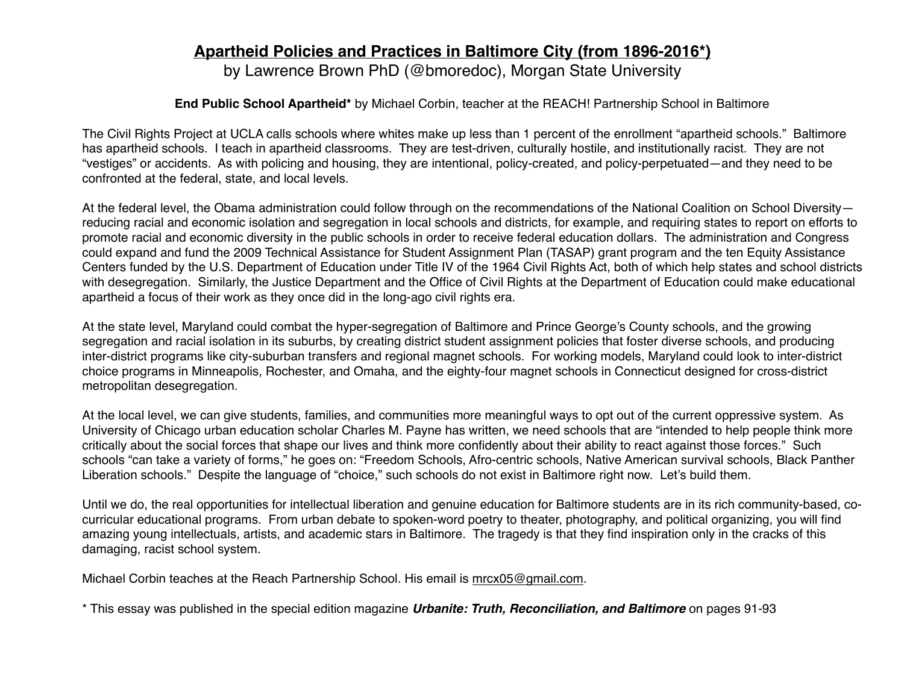# Apartheid Policies and Practices in Baltimore City (from 1896-2016*)

by Lawrence Brown PhD (@bmoredoc), Morgan State University

**End Public School Apartheid*** by Michael Corbin, teacher at the REACH! Partnership School in Baltimore

The Civil Rights Project at UCLA calls schools where whites make up less than 1 percent of the enrollment “apartheid schools.” Baltimore has apartheid schools. I teach in apartheid classrooms. They are test-driven, culturally hostile, and institutionally racist. They are not “vestiges” or accidents. As with policing and housing, they are intentional, policy-created, and policy-perpetuated—and they need to be confronted at the federal, state, and local levels.

At the federal level, the Obama administration could follow through on the recommendations of the National Coalition on School Diversity—reducing racial and economic isolation and segregation in local schools and districts, for example, and requiring states to report on efforts to promote racial and economic diversity in the public schools in order to receive federal education dollars. The administration and Congress could expand and fund the 2009 Technical Assistance for Student Assignment Plan (TASAP) grant program and the ten Equity Assistance Centers funded by the U.S. Department of Education under Title IV of the 1964 Civil Rights Act, both of which help states and school districts with desegregation. Similarly, the Justice Department and the Office of Civil Rights at the Department of Education could make educational apartheid a focus of their work as they once did in the long-ago civil rights era.

At the state level, Maryland could combat the hyper-segregation of Baltimore and Prince George’s County schools, and the growing segregation and racial isolation in its suburbs, by creating district student assignment policies that foster diverse schools, and producing inter-district programs like city-suburban transfers and regional magnet schools. For working models, Maryland could look to inter-district choice programs in Minneapolis, Rochester, and Omaha, and the eighty-four magnet schools in Connecticut designed for cross-district metropolitan desegregation.

At the local level, we can give students, families, and communities more meaningful ways to opt out of the current oppressive system. As University of Chicago urban education scholar Charles M. Payne has written, we need schools that are “intended to help people think more critically about the social forces that shape our lives and think more confidently about their ability to react against those forces.” Such schools “can take a variety of forms,” he goes on: “Freedom Schools, Afro-centric schools, Native American survival schools, Black Panther Liberation schools.” Despite the language of “choice,” such schools do not exist in Baltimore right now. Let’s build them.

Until we do, the real opportunities for intellectual liberation and genuine education for Baltimore students are in its rich community-based, co-curricular educational programs. From urban debate to spoken-word poetry to theater, photography, and political organizing, you will find amazing young intellectuals, artists, and academic stars in Baltimore. The tragedy is that they find inspiration only in the cracks of this damaging, racist school system.

Michael Corbin teaches at the Reach Partnership School. His email is mrcx05@gmail.com.

* This essay was published in the special edition magazine ***Urbanite: Truth, Reconciliation, and Baltimore*** on pages 91-93